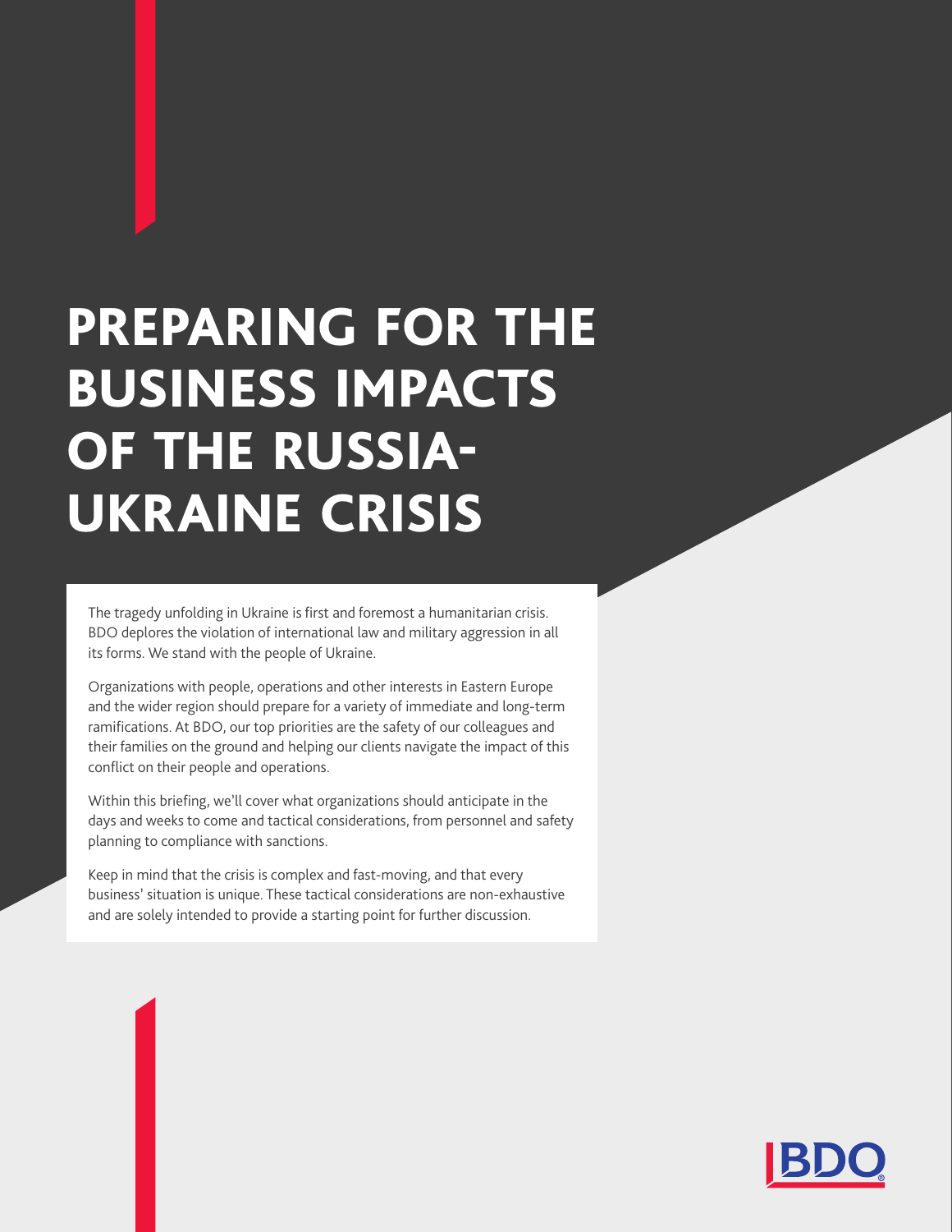# PREPARING FOR THE BUSINESS IMPACTS OF THE RUSSIA-UKRAINE CRISIS

The tragedy unfolding in Ukraine is first and foremost a humanitarian crisis. BDO deplores the violation of international law and military aggression in all its forms. We stand with the people of Ukraine.

Organizations with people, operations and other interests in Eastern Europe and the wider region should prepare for a variety of immediate and long-term ramifications. At BDO, our top priorities are the safety of our colleagues and their families on the ground and helping our clients navigate the impact of this conflict on their people and operations.

Within this briefing, we'll cover what organizations should anticipate in the days and weeks to come and tactical considerations, from personnel and safety planning to compliance with sanctions.

Keep in mind that the crisis is complex and fast-moving, and that every business' situation is unique. These tactical considerations are non-exhaustive and are solely intended to provide a starting point for further discussion.

BDO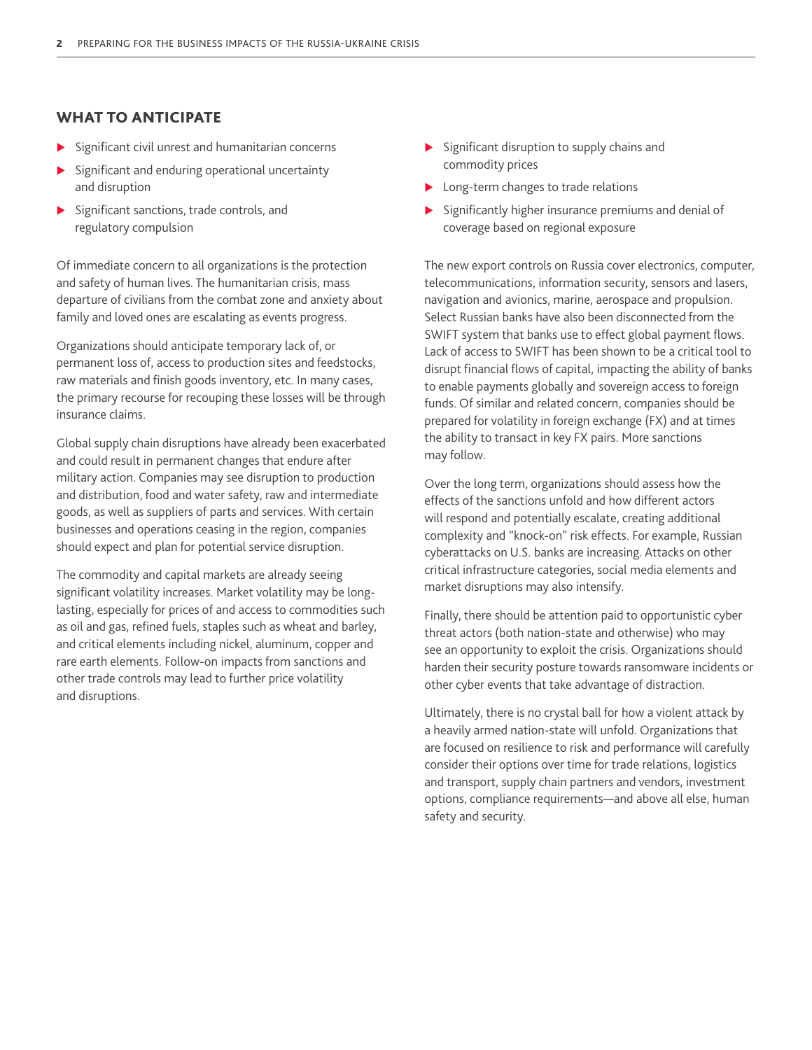## WHAT TO ANTICIPATE

- Significant civil unrest and humanitarian concerns
- Significant and enduring operational uncertainty and disruption
- Significant sanctions, trade controls, and regulatory compulsion
- Significant disruption to supply chains and commodity prices
- Long-term changes to trade relations
- Significantly higher insurance premiums and denial of coverage based on regional exposure

Of immediate concern to all organizations is the protection and safety of human lives. The humanitarian crisis, mass departure of civilians from the combat zone and anxiety about family and loved ones are escalating as events progress.

Organizations should anticipate temporary lack of, or permanent loss of, access to production sites and feedstocks, raw materials and finish goods inventory, etc. In many cases, the primary recourse for recouping these losses will be through insurance claims.

Global supply chain disruptions have already been exacerbated and could result in permanent changes that endure after military action. Companies may see disruption to production and distribution, food and water safety, raw and intermediate goods, as well as suppliers of parts and services. With certain businesses and operations ceasing in the region, companies should expect and plan for potential service disruption.

The commodity and capital markets are already seeing significant volatility increases. Market volatility may be long-lasting, especially for prices of and access to commodities such as oil and gas, refined fuels, staples such as wheat and barley, and critical elements including nickel, aluminum, copper and rare earth elements. Follow-on impacts from sanctions and other trade controls may lead to further price volatility and disruptions.

The new export controls on Russia cover electronics, computer, telecommunications, information security, sensors and lasers, navigation and avionics, marine, aerospace and propulsion. Select Russian banks have also been disconnected from the SWIFT system that banks use to effect global payment flows. Lack of access to SWIFT has been shown to be a critical tool to disrupt financial flows of capital, impacting the ability of banks to enable payments globally and sovereign access to foreign funds. Of similar and related concern, companies should be prepared for volatility in foreign exchange (FX) and at times the ability to transact in key FX pairs. More sanctions may follow.

Over the long term, organizations should assess how the effects of the sanctions unfold and how different actors will respond and potentially escalate, creating additional complexity and "knock-on" risk effects. For example, Russian cyberattacks on U.S. banks are increasing. Attacks on other critical infrastructure categories, social media elements and market disruptions may also intensify.

Finally, there should be attention paid to opportunistic cyber threat actors (both nation-state and otherwise) who may see an opportunity to exploit the crisis. Organizations should harden their security posture towards ransomware incidents or other cyber events that take advantage of distraction.

Ultimately, there is no crystal ball for how a violent attack by a heavily armed nation-state will unfold. Organizations that are focused on resilience to risk and performance will carefully consider their options over time for trade relations, logistics and transport, supply chain partners and vendors, investment options, compliance requirements—and above all else, human safety and security.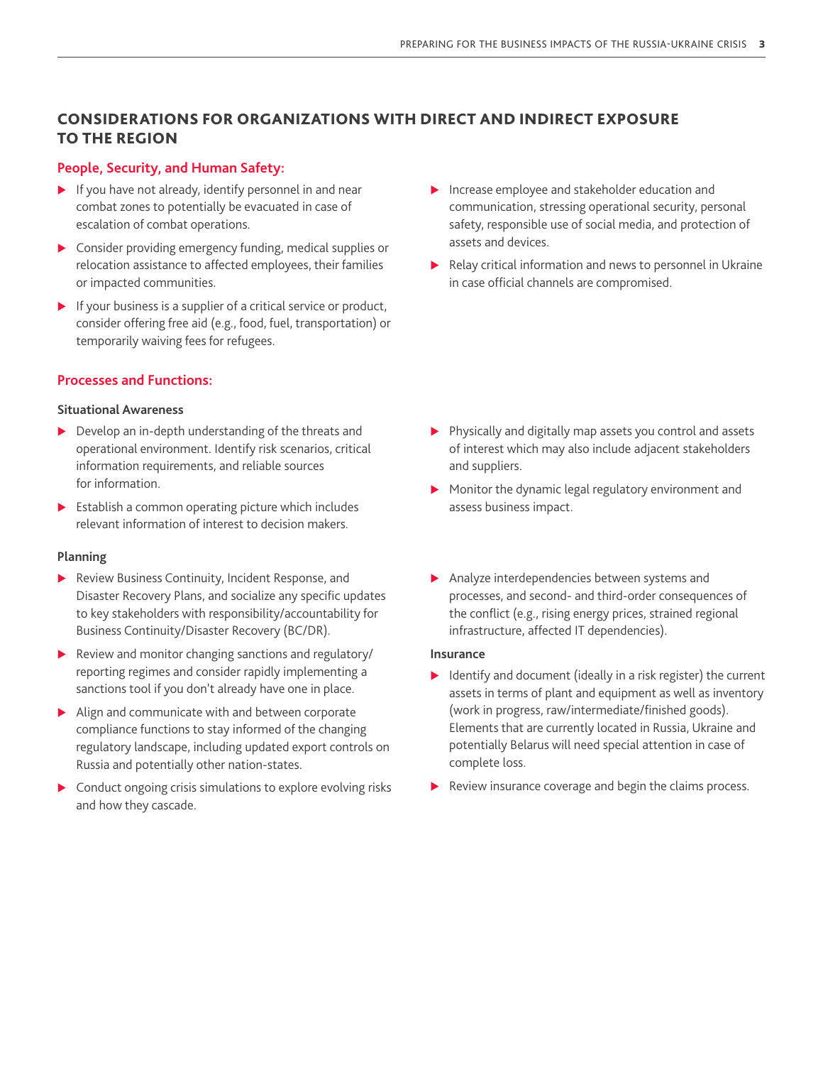## CONSIDERATIONS FOR ORGANIZATIONS WITH DIRECT AND INDIRECT EXPOSURE TO THE REGION

### People, Security, and Human Safety:

- If you have not already, identify personnel in and near combat zones to potentially be evacuated in case of escalation of combat operations.
- Consider providing emergency funding, medical supplies or relocation assistance to affected employees, their families or impacted communities.
- If your business is a supplier of a critical service or product, consider offering free aid (e.g., food, fuel, transportation) or temporarily waiving fees for refugees.
- Increase employee and stakeholder education and communication, stressing operational security, personal safety, responsible use of social media, and protection of assets and devices.
- Relay critical information and news to personnel in Ukraine in case official channels are compromised.

### Processes and Functions:

**Situational Awareness**

- Develop an in-depth understanding of the threats and operational environment. Identify risk scenarios, critical information requirements, and reliable sources for information.
- Establish a common operating picture which includes relevant information of interest to decision makers.
- Physically and digitally map assets you control and assets of interest which may also include adjacent stakeholders and suppliers.
- Monitor the dynamic legal regulatory environment and assess business impact.

**Planning**

- Review Business Continuity, Incident Response, and Disaster Recovery Plans, and socialize any specific updates to key stakeholders with responsibility/accountability for Business Continuity/Disaster Recovery (BC/DR).
- Review and monitor changing sanctions and regulatory/reporting regimes and consider rapidly implementing a sanctions tool if you don't already have one in place.
- Align and communicate with and between corporate compliance functions to stay informed of the changing regulatory landscape, including updated export controls on Russia and potentially other nation-states.
- Conduct ongoing crisis simulations to explore evolving risks and how they cascade.
- Analyze interdependencies between systems and processes, and second- and third-order consequences of the conflict (e.g., rising energy prices, strained regional infrastructure, affected IT dependencies).

**Insurance**

- Identify and document (ideally in a risk register) the current assets in terms of plant and equipment as well as inventory (work in progress, raw/intermediate/finished goods). Elements that are currently located in Russia, Ukraine and potentially Belarus will need special attention in case of complete loss.
- Review insurance coverage and begin the claims process.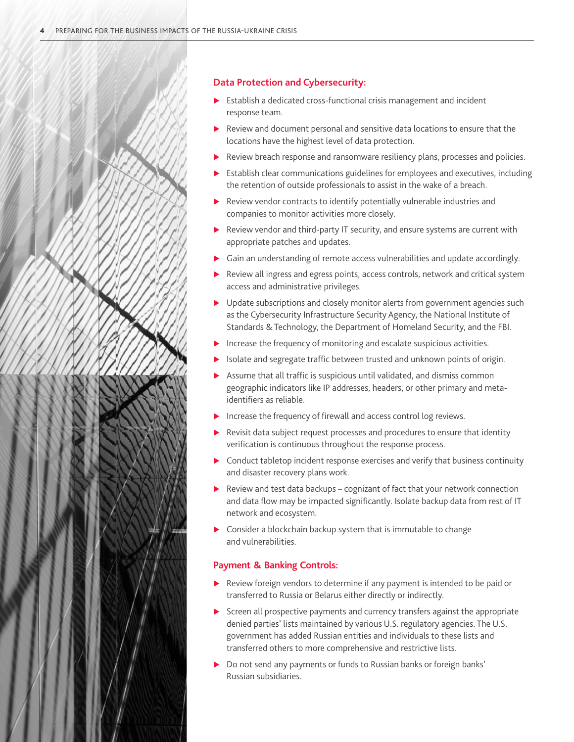## Data Protection and Cybersecurity:

- Establish a dedicated cross-functional crisis management and incident response team.
- Review and document personal and sensitive data locations to ensure that the locations have the highest level of data protection.
- Review breach response and ransomware resiliency plans, processes and policies.
- Establish clear communications guidelines for employees and executives, including the retention of outside professionals to assist in the wake of a breach.
- Review vendor contracts to identify potentially vulnerable industries and companies to monitor activities more closely.
- Review vendor and third-party IT security, and ensure systems are current with appropriate patches and updates.
- Gain an understanding of remote access vulnerabilities and update accordingly.
- Review all ingress and egress points, access controls, network and critical system access and administrative privileges.
- Update subscriptions and closely monitor alerts from government agencies such as the Cybersecurity Infrastructure Security Agency, the National Institute of Standards & Technology, the Department of Homeland Security, and the FBI.
- Increase the frequency of monitoring and escalate suspicious activities.
- Isolate and segregate traffic between trusted and unknown points of origin.
- Assume that all traffic is suspicious until validated, and dismiss common geographic indicators like IP addresses, headers, or other primary and meta-identifiers as reliable.
- Increase the frequency of firewall and access control log reviews.
- Revisit data subject request processes and procedures to ensure that identity verification is continuous throughout the response process.
- Conduct tabletop incident response exercises and verify that business continuity and disaster recovery plans work.
- Review and test data backups – cognizant of fact that your network connection and data flow may be impacted significantly. Isolate backup data from rest of IT network and ecosystem.
- Consider a blockchain backup system that is immutable to change and vulnerabilities.

## Payment & Banking Controls:

- Review foreign vendors to determine if any payment is intended to be paid or transferred to Russia or Belarus either directly or indirectly.
- Screen all prospective payments and currency transfers against the appropriate denied parties' lists maintained by various U.S. regulatory agencies. The U.S. government has added Russian entities and individuals to these lists and transferred others to more comprehensive and restrictive lists.
- Do not send any payments or funds to Russian banks or foreign banks' Russian subsidiaries.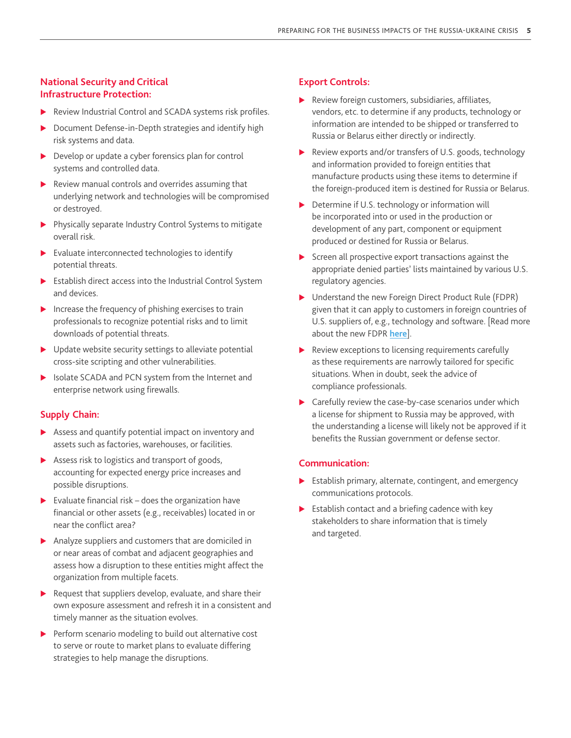## National Security and Critical Infrastructure Protection:

- Review Industrial Control and SCADA systems risk profiles.
- Document Defense-in-Depth strategies and identify high risk systems and data.
- Develop or update a cyber forensics plan for control systems and controlled data.
- Review manual controls and overrides assuming that underlying network and technologies will be compromised or destroyed.
- Physically separate Industry Control Systems to mitigate overall risk.
- Evaluate interconnected technologies to identify potential threats.
- Establish direct access into the Industrial Control System and devices.
- Increase the frequency of phishing exercises to train professionals to recognize potential risks and to limit downloads of potential threats.
- Update website security settings to alleviate potential cross-site scripting and other vulnerabilities.
- Isolate SCADA and PCN system from the Internet and enterprise network using firewalls.

## Supply Chain:

- Assess and quantify potential impact on inventory and assets such as factories, warehouses, or facilities.
- Assess risk to logistics and transport of goods, accounting for expected energy price increases and possible disruptions.
- Evaluate financial risk – does the organization have financial or other assets (e.g., receivables) located in or near the conflict area?
- Analyze suppliers and customers that are domiciled in or near areas of combat and adjacent geographies and assess how a disruption to these entities might affect the organization from multiple facets.
- Request that suppliers develop, evaluate, and share their own exposure assessment and refresh it in a consistent and timely manner as the situation evolves.
- Perform scenario modeling to build out alternative cost to serve or route to market plans to evaluate differing strategies to help manage the disruptions.

## Export Controls:

- Review foreign customers, subsidiaries, affiliates, vendors, etc. to determine if any products, technology or information are intended to be shipped or transferred to Russia or Belarus either directly or indirectly.
- Review exports and/or transfers of U.S. goods, technology and information provided to foreign entities that manufacture products using these items to determine if the foreign-produced item is destined for Russia or Belarus.
- Determine if U.S. technology or information will be incorporated into or used in the production or development of any part, component or equipment produced or destined for Russia or Belarus.
- Screen all prospective export transactions against the appropriate denied parties' lists maintained by various U.S. regulatory agencies.
- Understand the new Foreign Direct Product Rule (FDPR) given that it can apply to customers in foreign countries of U.S. suppliers of, e.g., technology and software. [Read more about the new FDPR **here**].
- Review exceptions to licensing requirements carefully as these requirements are narrowly tailored for specific situations. When in doubt, seek the advice of compliance professionals.
- Carefully review the case-by-case scenarios under which a license for shipment to Russia may be approved, with the understanding a license will likely not be approved if it benefits the Russian government or defense sector.

## Communication:

- Establish primary, alternate, contingent, and emergency communications protocols.
- Establish contact and a briefing cadence with key stakeholders to share information that is timely and targeted.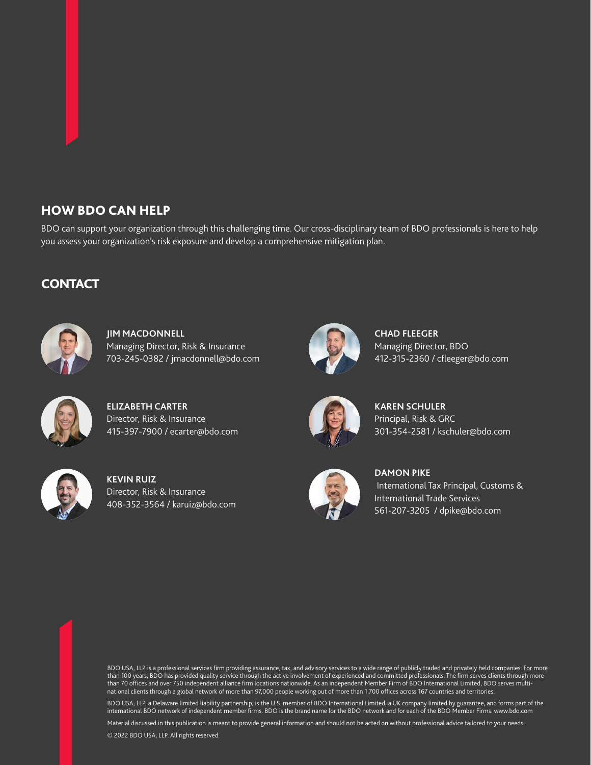## HOW BDO CAN HELP

BDO can support your organization through this challenging time. Our cross-disciplinary team of BDO professionals is here to help you assess your organization's risk exposure and develop a comprehensive mitigation plan.

## CONTACT

**JIM MACDONNELL**
Managing Director, Risk & Insurance
703-245-0382 / jmacdonnell@bdo.com

**CHAD FLEEGER**
Managing Director, BDO
412-315-2360 / cfleeger@bdo.com

**ELIZABETH CARTER**
Director, Risk & Insurance
415-397-7900 / ecarter@bdo.com

**KAREN SCHULER**
Principal, Risk & GRC
301-354-2581 / kschuler@bdo.com

**KEVIN RUIZ**
Director, Risk & Insurance
408-352-3564 / karuiz@bdo.com

**DAMON PIKE**
International Tax Principal, Customs & International Trade Services
561-207-3205 / dpike@bdo.com

BDO USA, LLP is a professional services firm providing assurance, tax, and advisory services to a wide range of publicly traded and privately held companies. For more than 100 years, BDO has provided quality service through the active involvement of experienced and committed professionals. The firm serves clients through more than 70 offices and over 750 independent alliance firm locations nationwide. As an independent Member Firm of BDO International Limited, BDO serves multi-national clients through a global network of more than 97,000 people working out of more than 1,700 offices across 167 countries and territories.

BDO USA, LLP, a Delaware limited liability partnership, is the U.S. member of BDO International Limited, a UK company limited by guarantee, and forms part of the international BDO network of independent member firms. BDO is the brand name for the BDO network and for each of the BDO Member Firms. www.bdo.com

Material discussed in this publication is meant to provide general information and should not be acted on without professional advice tailored to your needs.

© 2022 BDO USA, LLP. All rights reserved.